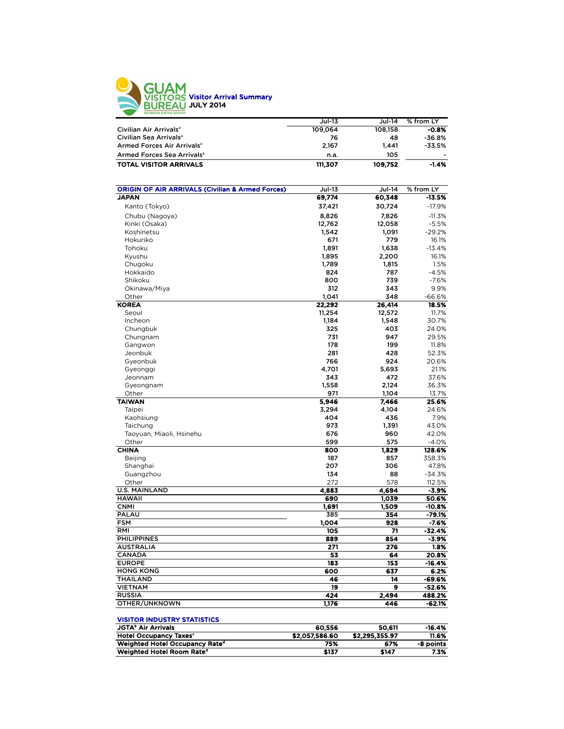# GUAM VISITORS BUREAU

SETBISION BISITAN GUÅHAN

## Visitor Arrival Summary
**JULY 2014**

| | Jul-13 | Jul-14 | % from LY |
|---|---|---|---|
| Civilian Air Arrivals[a] | 109,064 | 108,158 | -0.8% |
| Civilian Sea Arrivals[a] | 76 | 48 | -36.8% |
| Armed Forces Air Arrivals[a] | 2,167 | 1,441 | -33.5% |
| Armed Forces Sea Arrivals[a] | n.a. | 105 | - |
| **TOTAL VISITOR ARRIVALS** | **111,307** | **109,752** | **-1.4%** |

| ORIGIN OF AIR ARRIVALS (Civilian & Armed Forces) | Jul-13 | Jul-14 | % from LY |
|---|---|---|---|
| **JAPAN** | **69,774** | **60,348** | **-13.5%** |
| Kanto (Tokyo) | 37,421 | 30,724 | -17.9% |
| Chubu (Nagoya) | 8,826 | 7,826 | -11.3% |
| Kinki (Osaka) | 12,762 | 12,058 | -5.5% |
| Koshinetsu | 1,542 | 1,091 | -29.2% |
| Hokuriko | 671 | 779 | 16.1% |
| Tohoku | 1,891 | 1,638 | -13.4% |
| Kyushu | 1,895 | 2,200 | 16.1% |
| Chugoku | 1,789 | 1,815 | 1.5% |
| Hokkaido | 824 | 787 | -4.5% |
| Shikoku | 800 | 739 | -7.6% |
| Okinawa/Miya | 312 | 343 | 9.9% |
| Other | 1,041 | 348 | -66.6% |
| **KOREA** | **22,292** | **26,414** | **18.5%** |
| Seoul | 11,254 | 12,572 | 11.7% |
| Incheon | 1,184 | 1,548 | 30.7% |
| Chungbuk | 325 | 403 | 24.0% |
| Chungnam | 731 | 947 | 29.5% |
| Gangwon | 178 | 199 | 11.8% |
| Jeonbuk | 281 | 428 | 52.3% |
| Gyeonbuk | 766 | 924 | 20.6% |
| Gyeonggi | 4,701 | 5,693 | 21.1% |
| Jeonnam | 343 | 472 | 37.6% |
| Gyeongnam | 1,558 | 2,124 | 36.3% |
| Other | 971 | 1,104 | 13.7% |
| **TAIWAN** | **5,946** | **7,466** | **25.6%** |
| Taipei | 3,294 | 4,104 | 24.6% |
| Kaohsiung | 404 | 436 | 7.9% |
| Taichung | 973 | 1,391 | 43.0% |
| Taoyuan, Miaoli, Hsinehu | 676 | 960 | 42.0% |
| Other | 599 | 575 | -4.0% |
| **CHINA** | **800** | **1,829** | **128.6%** |
| Beijing | 187 | 857 | 358.3% |
| Shanghai | 207 | 306 | 47.8% |
| Guangzhou | 134 | 88 | -34.3% |
| Other | 272 | 578 | 112.5% |
| **U.S. MAINLAND** | **4,883** | **4,694** | **-3.9%** |
| **HAWAII** | **690** | **1,039** | **50.6%** |
| **CNMI** | **1,691** | **1,509** | **-10.8%** |
| **PALAU** | 385 | **354** | **-79.1%** |
| **FSM** | **1,004** | **928** | **-7.6%** |
| **RMI** | 105 | **71** | **-32.4%** |
| **PHILIPPINES** | **889** | **854** | **-3.9%** |
| **AUSTRALIA** | **271** | **276** | **1.8%** |
| **CANADA** | **53** | **64** | **20.8%** |
| **EUROPE** | **183** | **153** | **-16.4%** |
| **HONG KONG** | **600** | **637** | **6.2%** |
| **THAILAND** | **46** | **14** | **-69.6%** |
| **VIETNAM** | **19** | **9** | **-52.6%** |
| **RUSSIA** | **424** | **2,494** | **488.2%** |
| **OTHER/UNKNOWN** | **1,176** | **446** | **-62.1%** |

| VISITOR INDUSTRY STATISTICS | | | |
|---|---|---|---|
| JGTA[b] Air Arrivals | 60,556 | 50,611 | -16.4% |
| Hotel Occupancy Taxes[c] | $2,057,586.60 | $2,295,355.97 | 11.6% |
| Weighted Hotel Occupancy Rate[d] | 75% | 67% | -8 points |
| Weighted Hotel Room Rate[d] | $137 | $147 | 7.3% |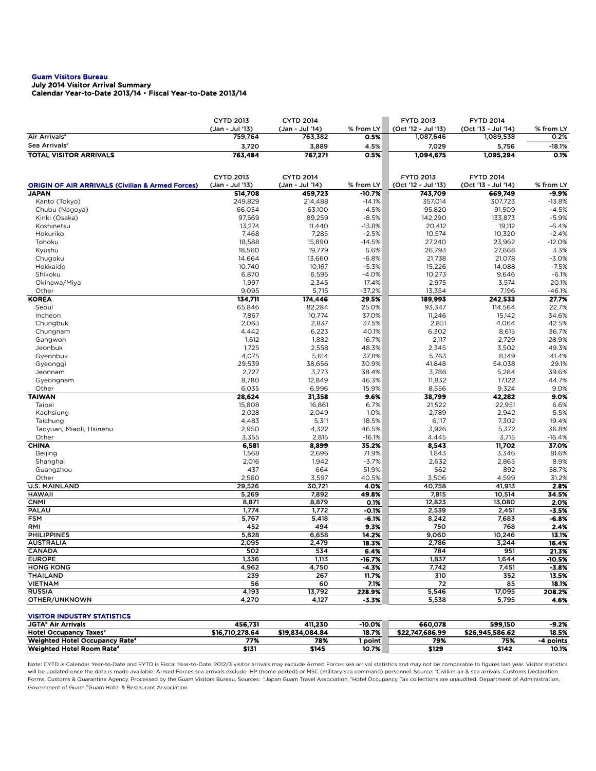**Guam Visitors Bureau**
**July 2014 Visitor Arrival Summary**
**Calendar Year-to-Date 2013/14 • Fiscal Year-to-Date 2013/14**

| | CYTD 2013 (Jan - Jul '13) | CYTD 2014 (Jan - Jul '14) | % from LY | FYTD 2013 (Oct '12 - Jul '13) | FYTD 2014 (Oct '13 - Jul '14) | % from LY |
|---|---|---|---|---|---|---|
| Air Arrivals[a] | 759,764 | 763,382 | 0.5% | 1,087,646 | 1,089,538 | 0.2% |
| Sea Arrivals[a] | 3,720 | 3,889 | 4.5% | 7,029 | 5,756 | -18.1% |
| **TOTAL VISITOR ARRIVALS** | **763,484** | **767,271** | **0.5%** | **1,094,675** | **1,095,294** | **0.1%** |

| ORIGIN OF AIR ARRIVALS (Civilian & Armed Forces) | CYTD 2013 (Jan - Jul '13) | CYTD 2014 (Jan - Jul '14) | % from LY | FYTD 2013 (Oct '12 - Jul '13) | FYTD 2014 (Oct '13 - Jul '14) | % from LY |
|---|---|---|---|---|---|---|
| **JAPAN** | **514,708** | **459,723** | **-10.7%** | **743,709** | **669,749** | **-9.9%** |
| Kanto (Tokyo) | 249,829 | 214,488 | -14.1% | 357,014 | 307,723 | -13.8% |
| Chubu (Nagoya) | 66,054 | 63,100 | -4.5% | 95,820 | 91,509 | -4.5% |
| Kinki (Osaka) | 97,569 | 89,259 | -8.5% | 142,290 | 133,873 | -5.9% |
| Koshinetsu | 13,274 | 11,440 | -13.8% | 20,412 | 19,112 | -6.4% |
| Hokuriko | 7,468 | 7,285 | -2.5% | 10,574 | 10,320 | -2.4% |
| Tohoku | 18,588 | 15,890 | -14.5% | 27,240 | 23,962 | -12.0% |
| Kyushu | 18,560 | 19,779 | 6.6% | 26,793 | 27,668 | 3.3% |
| Chugoku | 14,664 | 13,660 | -6.8% | 21,738 | 21,078 | -3.0% |
| Hokkaido | 10,740 | 10,167 | -5.3% | 15,226 | 14,088 | -7.5% |
| Shikoku | 6,870 | 6,595 | -4.0% | 10,273 | 9,646 | -6.1% |
| Okinawa/Miya | 1,997 | 2,345 | 17.4% | 2,975 | 3,574 | 20.1% |
| Other | 9,095 | 5,715 | -37.2% | 13,354 | 7,196 | -46.1% |
| **KOREA** | **134,711** | **174,446** | **29.5%** | **189,993** | **242,533** | **27.7%** |
| Seoul | 65,846 | 82,284 | 25.0% | 93,347 | 114,564 | 22.7% |
| Incheon | 7,867 | 10,774 | 37.0% | 11,246 | 15,142 | 34.6% |
| Chungbuk | 2,063 | 2,837 | 37.5% | 2,851 | 4,064 | 42.5% |
| Chungnam | 4,442 | 6,223 | 40.1% | 6,302 | 8,615 | 36.7% |
| Gangwon | 1,612 | 1,882 | 16.7% | 2,117 | 2,729 | 28.9% |
| Jeonbuk | 1,725 | 2,558 | 48.3% | 2,345 | 3,502 | 49.3% |
| Gyeonbuk | 4,075 | 5,614 | 37.8% | 5,763 | 8,149 | 41.4% |
| Gyeonggi | 29,539 | 38,656 | 30.9% | 41,848 | 54,038 | 29.1% |
| Jeonnam | 2,727 | 3,773 | 38.4% | 3,786 | 5,284 | 39.6% |
| Gyeongnam | 8,780 | 12,849 | 46.3% | 11,832 | 17,122 | 44.7% |
| Other | 6,035 | 6,996 | 15.9% | 8,556 | 9,324 | 9.0% |
| **TAIWAN** | **28,624** | **31,358** | **9.6%** | **38,799** | **42,282** | **9.0%** |
| Taipei | 15,808 | 16,861 | 6.7% | 21,522 | 22,951 | 6.6% |
| Kaohsiung | 2,028 | 2,049 | 1.0% | 2,789 | 2,942 | 5.5% |
| Taichung | 4,483 | 5,311 | 18.5% | 6,117 | 7,302 | 19.4% |
| Taoyuan, Miaoli, Hsinehu | 2,950 | 4,322 | 46.5% | 3,926 | 5,372 | 36.8% |
| Other | 3,355 | 2,815 | -16.1% | 4,445 | 3,715 | -16.4% |
| **CHINA** | **6,581** | **8,899** | **35.2%** | **8,543** | **11,702** | **37.0%** |
| Beijing | 1,568 | 2,696 | 71.9% | 1,843 | 3,346 | 81.6% |
| Shanghai | 2,016 | 1,942 | -3.7% | 2,632 | 2,865 | 8.9% |
| Guangzhou | 437 | 664 | 51.9% | 562 | 892 | 58.7% |
| Other | 2,560 | 3,597 | 40.5% | 3,506 | 4,599 | 31.2% |
| **U.S. MAINLAND** | **29,526** | **30,721** | **4.0%** | **40,758** | **41,913** | **2.8%** |
| **HAWAII** | **5,269** | **7,892** | **49.8%** | **7,815** | **10,514** | **34.5%** |
| **CNMI** | **8,871** | **8,879** | **0.1%** | **12,823** | **13,080** | **2.0%** |
| **PALAU** | **1,774** | **1,772** | **-0.1%** | **2,539** | **2,451** | **-3.5%** |
| **FSM** | **5,767** | **5,418** | **-6.1%** | **8,242** | **7,683** | **-6.8%** |
| **RMI** | **452** | **494** | **9.3%** | **750** | **768** | **2.4%** |
| **PHILIPPINES** | **5,828** | **6,658** | **14.2%** | **9,060** | **10,246** | **13.1%** |
| **AUSTRALIA** | **2,095** | **2,479** | **18.3%** | **2,786** | **3,244** | **16.4%** |
| **CANADA** | **502** | **534** | **6.4%** | **784** | **951** | **21.3%** |
| **EUROPE** | **1,336** | **1,113** | **-16.7%** | **1,837** | **1,644** | **-10.5%** |
| **HONG KONG** | **4,962** | **4,750** | **-4.3%** | **7,742** | **7,451** | **-3.8%** |
| **THAILAND** | **239** | **267** | **11.7%** | **310** | **352** | **13.5%** |
| **VIETNAM** | **56** | **60** | **7.1%** | **72** | **85** | **18.1%** |
| **RUSSIA** | **4,193** | **13,792** | **228.9%** | **5,546** | **17,095** | **208.2%** |
| **OTHER/UNKNOWN** | **4,270** | **4,127** | **-3.3%** | **5,538** | **5,795** | **4.6%** |

| VISITOR INDUSTRY STATISTICS | CYTD 2013 | CYTD 2014 | % from LY | FYTD 2013 | FYTD 2014 | % from LY |
|---|---|---|---|---|---|---|
| **JGTA[b] Air Arrivals** | **456,731** | **411,230** | **-10.0%** | **660,078** | **599,150** | **-9.2%** |
| **Hotel Occupancy Taxes[c]** | **$16,710,278.64** | **$19,834,084.84** | **18.7%** | **$22,747,686.99** | **$26,945,586.62** | **18.5%** |
| **Weighted Hotel Occupancy Rate[d]** | **77%** | **78%** | **1 point** | **79%** | **75%** | **-4 points** |
| **Weighted Hotel Room Rate[d]** | **$131** | **$145** | **10.7%** | **$129** | **$142** | **10.1%** |

Note: CYTD is Calendar Year-to-Date and FYTD is Fiscal Year-to-Date. 2012/3 visitor arrivals may exclude Armed Forces sea arrival statistics and may not be comparable to figures last year. Visitor statistics will be updated once the data is made available. Armed Forces sea arrivals exclude HP (home ported) or MSC (military sea command) personnel. Source: [a]Civilian air & sea arrivals. Customs Declaration Forms, Customs & Quarantine Agency. Processed by the Guam Visitors Bureau. Sources: [b]Japan Guam Travel Association, [c]Hotel Occupancy Tax collections are unaudited. Department of Administration, Government of Guam [d]Guam Hotel & Restaurant Association